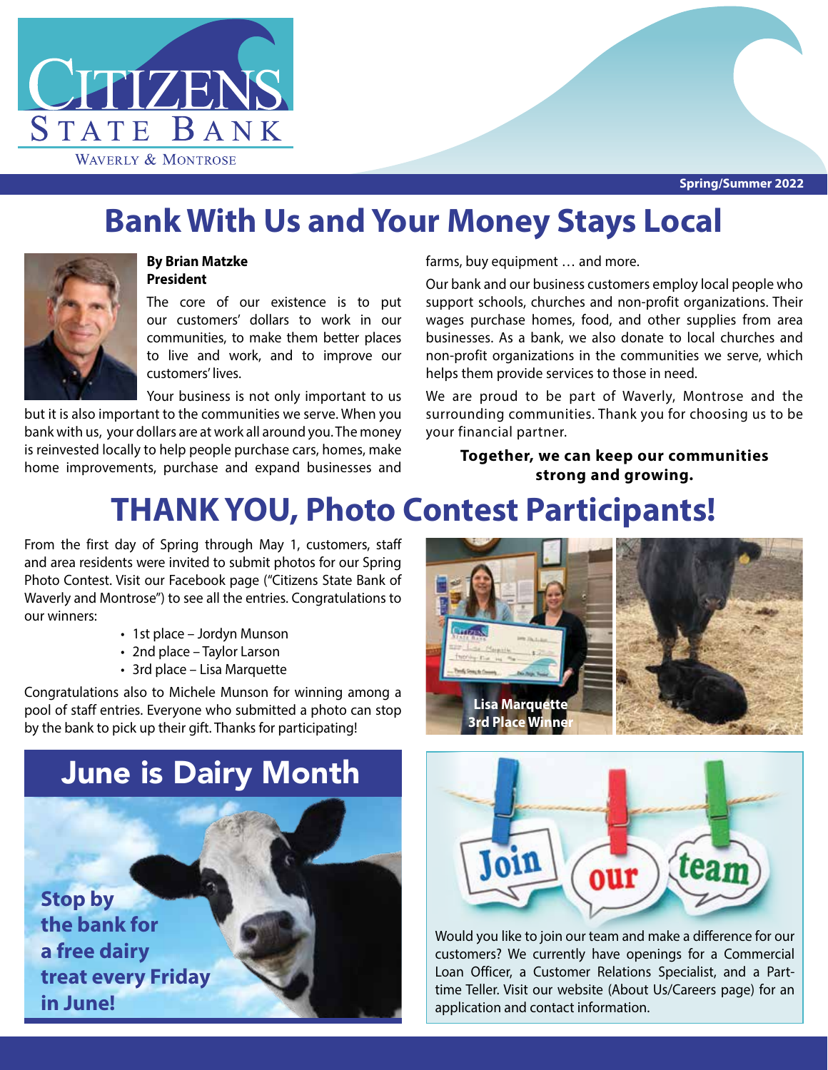# Citizens State Bank

Waverly & Montrose

Spring/Summer 2022

# Bank With Us and Your Money Stays Local

**By Brian Matzke**
**President**

The core of our existence is to put our customers' dollars to work in our communities, to make them better places to live and work, and to improve our customers' lives.

Your business is not only important to us but it is also important to the communities we serve. When you bank with us, your dollars are at work all around you. The money is reinvested locally to help people purchase cars, homes, make home improvements, purchase and expand businesses and farms, buy equipment … and more.

Our bank and our business customers employ local people who support schools, churches and non-profit organizations. Their wages purchase homes, food, and other supplies from area businesses. As a bank, we also donate to local churches and non-profit organizations in the communities we serve, which helps them provide services to those in need.

We are proud to be part of Waverly, Montrose and the surrounding communities. Thank you for choosing us to be your financial partner.

**Together, we can keep our communities strong and growing.**

# THANK YOU, Photo Contest Participants!

From the first day of Spring through May 1, customers, staff and area residents were invited to submit photos for our Spring Photo Contest. Visit our Facebook page ("Citizens State Bank of Waverly and Montrose") to see all the entries. Congratulations to our winners:

- 1st place – Jordyn Munson
- 2nd place – Taylor Larson
- 3rd place – Lisa Marquette

Congratulations also to Michele Munson for winning among a pool of staff entries. Everyone who submitted a photo can stop by the bank to pick up their gift. Thanks for participating!

Lisa Marquette
3rd Place Winner

## June is Dairy Month

**Stop by the bank for a free dairy treat every Friday in June!**

## Join our team

Would you like to join our team and make a difference for our customers? We currently have openings for a Commercial Loan Officer, a Customer Relations Specialist, and a Part-time Teller. Visit our website (About Us/Careers page) for an application and contact information.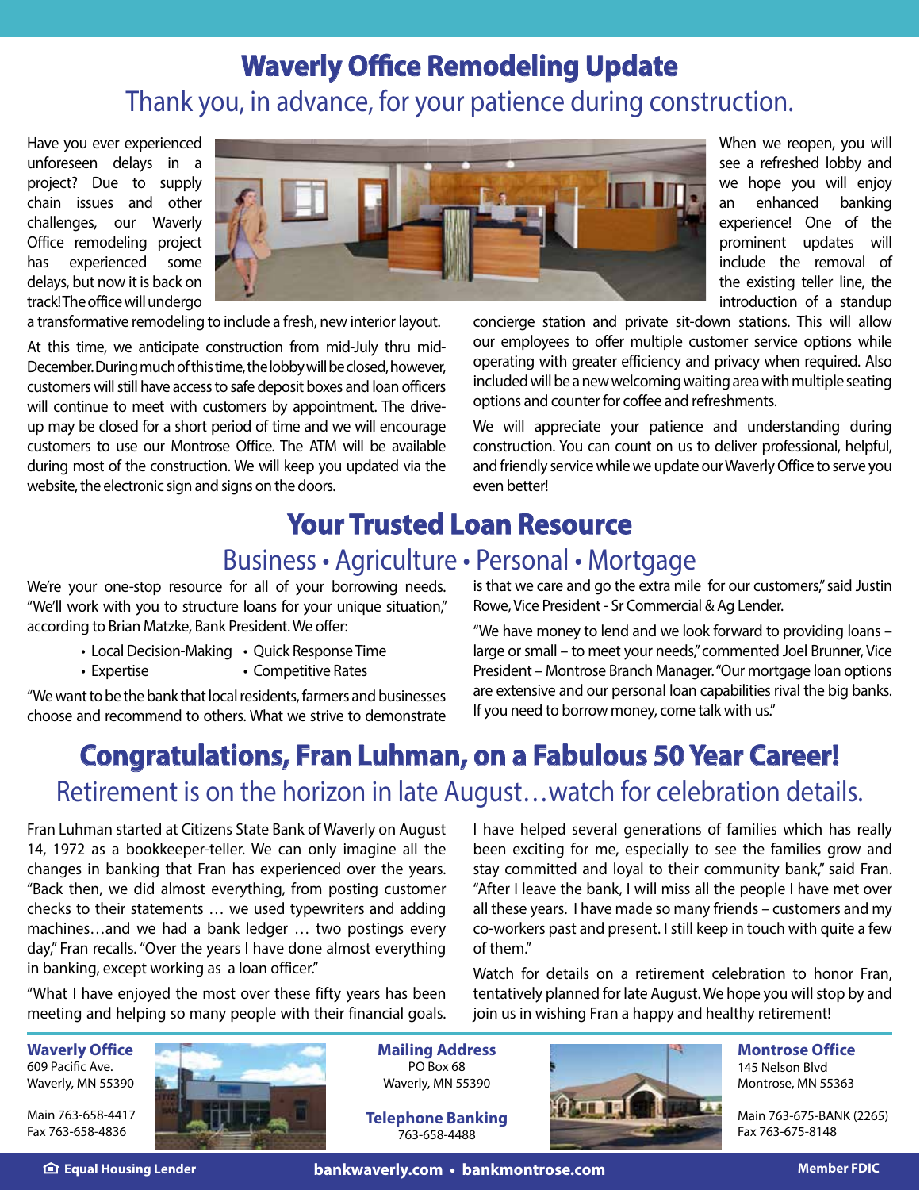# Waverly Office Remodeling Update

## Thank you, in advance, for your patience during construction.

Have you ever experienced unforeseen delays in a project? Due to supply chain issues and other challenges, our Waverly Office remodeling project has experienced some delays, but now it is back on track! The office will undergo a transformative remodeling to include a fresh, new interior layout.

At this time, we anticipate construction from mid-July thru mid-December. During much of this time, the lobby will be closed, however, customers will still have access to safe deposit boxes and loan officers will continue to meet with customers by appointment. The drive-up may be closed for a short period of time and we will encourage customers to use our Montrose Office. The ATM will be available during most of the construction. We will keep you updated via the website, the electronic sign and signs on the doors.

When we reopen, you will see a refreshed lobby and we hope you will enjoy an enhanced banking experience! One of the prominent updates will include the removal of the existing teller line, the introduction of a standup concierge station and private sit-down stations. This will allow our employees to offer multiple customer service options while operating with greater efficiency and privacy when required. Also included will be a new welcoming waiting area with multiple seating options and counter for coffee and refreshments.

We will appreciate your patience and understanding during construction. You can count on us to deliver professional, helpful, and friendly service while we update our Waverly Office to serve you even better!

# Your Trusted Loan Resource

## Business • Agriculture • Personal • Mortgage

We're your one-stop resource for all of your borrowing needs. "We'll work with you to structure loans for your unique situation," according to Brian Matzke, Bank President. We offer:

- Local Decision-Making
- Quick Response Time
- Expertise
- Competitive Rates

"We want to be the bank that local residents, farmers and businesses choose and recommend to others. What we strive to demonstrate is that we care and go the extra mile for our customers," said Justin Rowe, Vice President - Sr Commercial & Ag Lender.

"We have money to lend and we look forward to providing loans – large or small – to meet your needs," commented Joel Brunner, Vice President – Montrose Branch Manager. "Our mortgage loan options are extensive and our personal loan capabilities rival the big banks. If you need to borrow money, come talk with us."

# Congratulations, Fran Luhman, on a Fabulous 50 Year Career!

## Retirement is on the horizon in late August…watch for celebration details.

Fran Luhman started at Citizens State Bank of Waverly on August 14, 1972 as a bookkeeper-teller. We can only imagine all the changes in banking that Fran has experienced over the years. "Back then, we did almost everything, from posting customer checks to their statements … we used typewriters and adding machines…and we had a bank ledger … two postings every day," Fran recalls. "Over the years I have done almost everything in banking, except working as a loan officer."

"What I have enjoyed the most over these fifty years has been meeting and helping so many people with their financial goals. I have helped several generations of families which has really been exciting for me, especially to see the families grow and stay committed and loyal to their community bank," said Fran. "After I leave the bank, I will miss all the people I have met over all these years. I have made so many friends – customers and my co-workers past and present. I still keep in touch with quite a few of them."

Watch for details on a retirement celebration to honor Fran, tentatively planned for late August. We hope you will stop by and join us in wishing Fran a happy and healthy retirement!

**Waverly Office**
609 Pacific Ave.
Waverly, MN 55390

Main 763-658-4417
Fax 763-658-4836

**Mailing Address**
PO Box 68
Waverly, MN 55390

**Telephone Banking**
763-658-4488

**Montrose Office**
145 Nelson Blvd
Montrose, MN 55363

Main 763-675-BANK (2265)
Fax 763-675-8148

Equal Housing Lender

bankwaverly.com • bankmontrose.com

Member FDIC